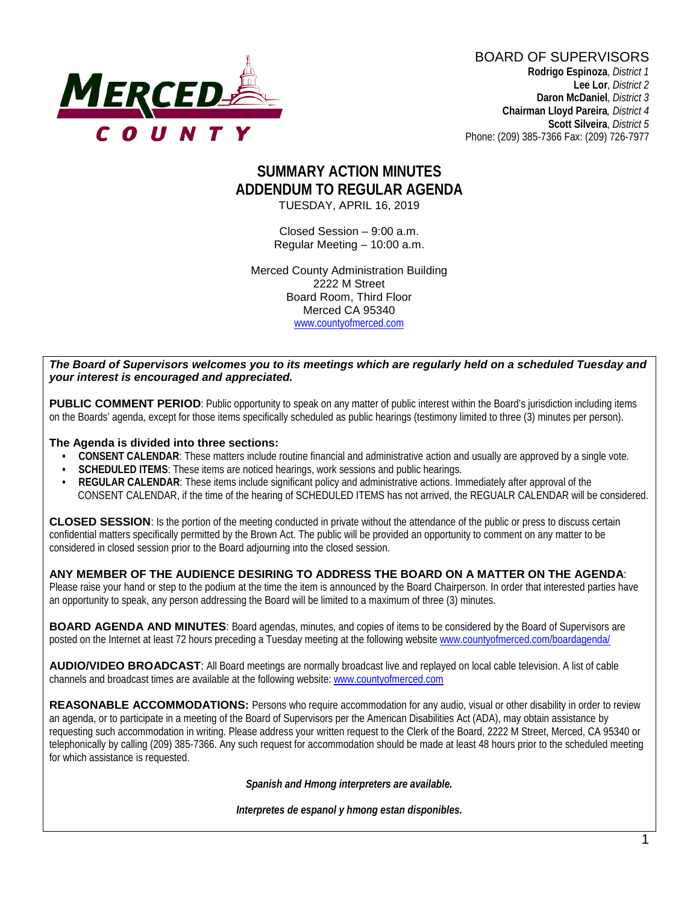MERCED COUNTY

BOARD OF SUPERVISORS

**Rodrigo Espinoza**, *District 1*
**Lee Lor**, *District 2*
**Daron McDaniel**, *District 3*
**Chairman Lloyd Pareira**, *District 4*
**Scott Silveira**, *District 5*
Phone: (209) 385-7366 Fax: (209) 726-7977

# SUMMARY ACTION MINUTES
# ADDENDUM TO REGULAR AGENDA

TUESDAY, APRIL 16, 2019

Closed Session – 9:00 a.m.
Regular Meeting – 10:00 a.m.

Merced County Administration Building
2222 M Street
Board Room, Third Floor
Merced CA 95340
www.countyofmerced.com

***The Board of Supervisors welcomes you to its meetings which are regularly held on a scheduled Tuesday and your interest is encouraged and appreciated.***

**PUBLIC COMMENT PERIOD**: Public opportunity to speak on any matter of public interest within the Board's jurisdiction including items on the Boards' agenda, except for those items specifically scheduled as public hearings (testimony limited to three (3) minutes per person).

**The Agenda is divided into three sections:**

- **CONSENT CALENDAR**: These matters include routine financial and administrative action and usually are approved by a single vote.
- **SCHEDULED ITEMS**: These items are noticed hearings, work sessions and public hearings.
- **REGULAR CALENDAR**: These items include significant policy and administrative actions. Immediately after approval of the CONSENT CALENDAR, if the time of the hearing of SCHEDULED ITEMS has not arrived, the REGUALR CALENDAR will be considered.

**CLOSED SESSION**: Is the portion of the meeting conducted in private without the attendance of the public or press to discuss certain confidential matters specifically permitted by the Brown Act. The public will be provided an opportunity to comment on any matter to be considered in closed session prior to the Board adjourning into the closed session.

**ANY MEMBER OF THE AUDIENCE DESIRING TO ADDRESS THE BOARD ON A MATTER ON THE AGENDA**: Please raise your hand or step to the podium at the time the item is announced by the Board Chairperson. In order that interested parties have an opportunity to speak, any person addressing the Board will be limited to a maximum of three (3) minutes.

**BOARD AGENDA AND MINUTES**: Board agendas, minutes, and copies of items to be considered by the Board of Supervisors are posted on the Internet at least 72 hours preceding a Tuesday meeting at the following website www.countyofmerced.com/boardagenda/

**AUDIO/VIDEO BROADCAST**: All Board meetings are normally broadcast live and replayed on local cable television. A list of cable channels and broadcast times are available at the following website: www.countyofmerced.com

**REASONABLE ACCOMMODATIONS:** Persons who require accommodation for any audio, visual or other disability in order to review an agenda, or to participate in a meeting of the Board of Supervisors per the American Disabilities Act (ADA), may obtain assistance by requesting such accommodation in writing. Please address your written request to the Clerk of the Board, 2222 M Street, Merced, CA 95340 or telephonically by calling (209) 385-7366. Any such request for accommodation should be made at least 48 hours prior to the scheduled meeting for which assistance is requested.

***Spanish and Hmong interpreters are available.***

***Interpretes de espanol y hmong estan disponibles.***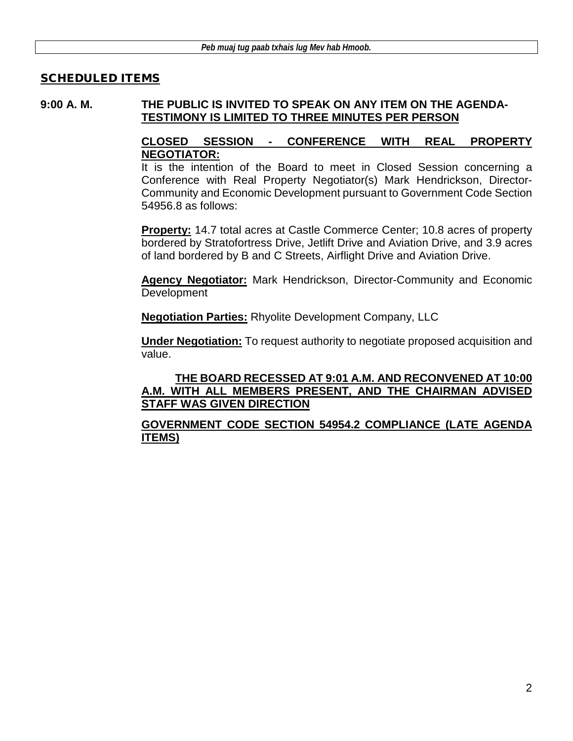*Peb muaj tug paab txhais lug Mev hab Hmoob.*

## SCHEDULED ITEMS

**9:00 A. M.** **THE PUBLIC IS INVITED TO SPEAK ON ANY ITEM ON THE AGENDA-TESTIMONY IS LIMITED TO THREE MINUTES PER PERSON**

**CLOSED SESSION - CONFERENCE WITH REAL PROPERTY NEGOTIATOR:**
It is the intention of the Board to meet in Closed Session concerning a Conference with Real Property Negotiator(s) Mark Hendrickson, Director-Community and Economic Development pursuant to Government Code Section 54956.8 as follows:

**Property:** 14.7 total acres at Castle Commerce Center; 10.8 acres of property bordered by Stratofortress Drive, Jetlift Drive and Aviation Drive, and 3.9 acres of land bordered by B and C Streets, Airflight Drive and Aviation Drive.

**Agency Negotiator:** Mark Hendrickson, Director-Community and Economic Development

**Negotiation Parties:** Rhyolite Development Company, LLC

**Under Negotiation:** To request authority to negotiate proposed acquisition and value.

**THE BOARD RECESSED AT 9:01 A.M. AND RECONVENED AT 10:00 A.M. WITH ALL MEMBERS PRESENT, AND THE CHAIRMAN ADVISED STAFF WAS GIVEN DIRECTION**

**GOVERNMENT CODE SECTION 54954.2 COMPLIANCE (LATE AGENDA ITEMS)**